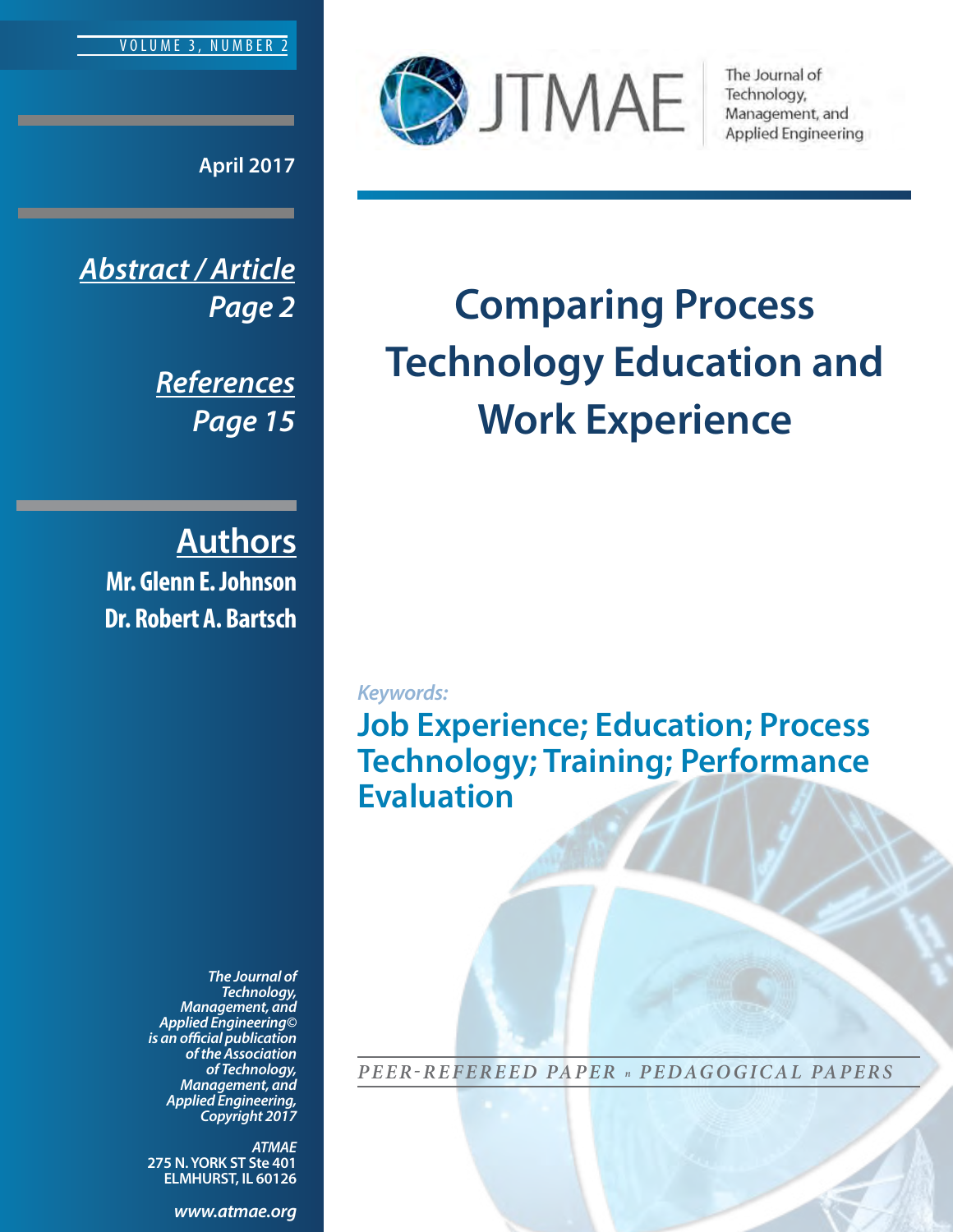VOLUME 3, NUMBER 2

April 2017

*Abstract / Article Page 2*

*References Page 15*

## Authors

**Mr. Glenn E. Johnson**
**Dr. Robert A. Bartsch**

JTMAE — The Journal of Technology, Management, and Applied Engineering

# Comparing Process Technology Education and Work Experience

*Keywords:*

**Job Experience; Education; Process Technology; Training; Performance Evaluation**

*PEER-REFEREED PAPER ▪ PEDAGOGICAL PAPERS*

*The Journal of Technology, Management, and Applied Engineering© is an official publication of the Association of Technology, Management, and Applied Engineering, Copyright 2017*

*ATMAE*
275 N. YORK ST Ste 401
ELMHURST, IL 60126

*www.atmae.org*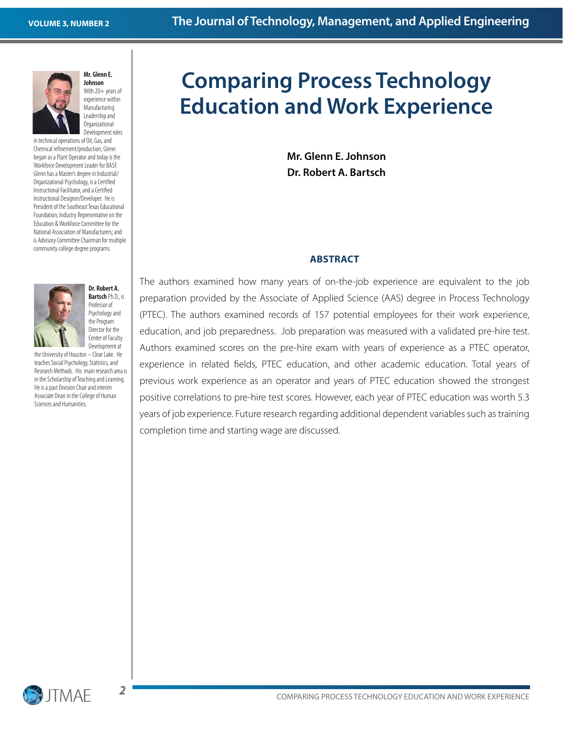# Comparing Process Technology Education and Work Experience

**Mr. Glenn E. Johnson**
**Dr. Robert A. Bartsch**

**Mr. Glenn E. Johnson** With 20+ years of experience within Manufacturing Leadership and Organizational Development roles in technical operations of Oil, Gas, and Chemical refinement/production; Glenn began as a Plant Operator and today is the Workforce Development Leader for BASF. Glenn has a Master's degree in Industrial/Organizational Psychology, is a Certified Instructional Facilitator, and a Certified Instructional Designer/Developer. He is President of the Southeast Texas Educational Foundation; Industry Representative on the Education & Workforce Committee for the National Association of Manufacturers; and is Advisory Committee Chairman for multiple community college degree programs.

**Dr. Robert A. Bartsch** Ph.D., is Professor of Psychology and the Program Director for the Center of Faculty Development at the University of Houston – Clear Lake. He teaches Social Psychology, Statistics, and Research Methods. His main research area is in the Scholarship of Teaching and Learning. He is a past Division Chair and interim Associate Dean in the College of Human Sciences and Humanities.

## ABSTRACT

The authors examined how many years of on-the-job experience are equivalent to the job preparation provided by the Associate of Applied Science (AAS) degree in Process Technology (PTEC). The authors examined records of 157 potential employees for their work experience, education, and job preparedness. Job preparation was measured with a validated pre-hire test. Authors examined scores on the pre-hire exam with years of experience as a PTEC operator, experience in related fields, PTEC education, and other academic education. Total years of previous work experience as an operator and years of PTEC education showed the strongest positive correlations to pre-hire test scores. However, each year of PTEC education was worth 5.3 years of job experience. Future research regarding additional dependent variables such as training completion time and starting wage are discussed.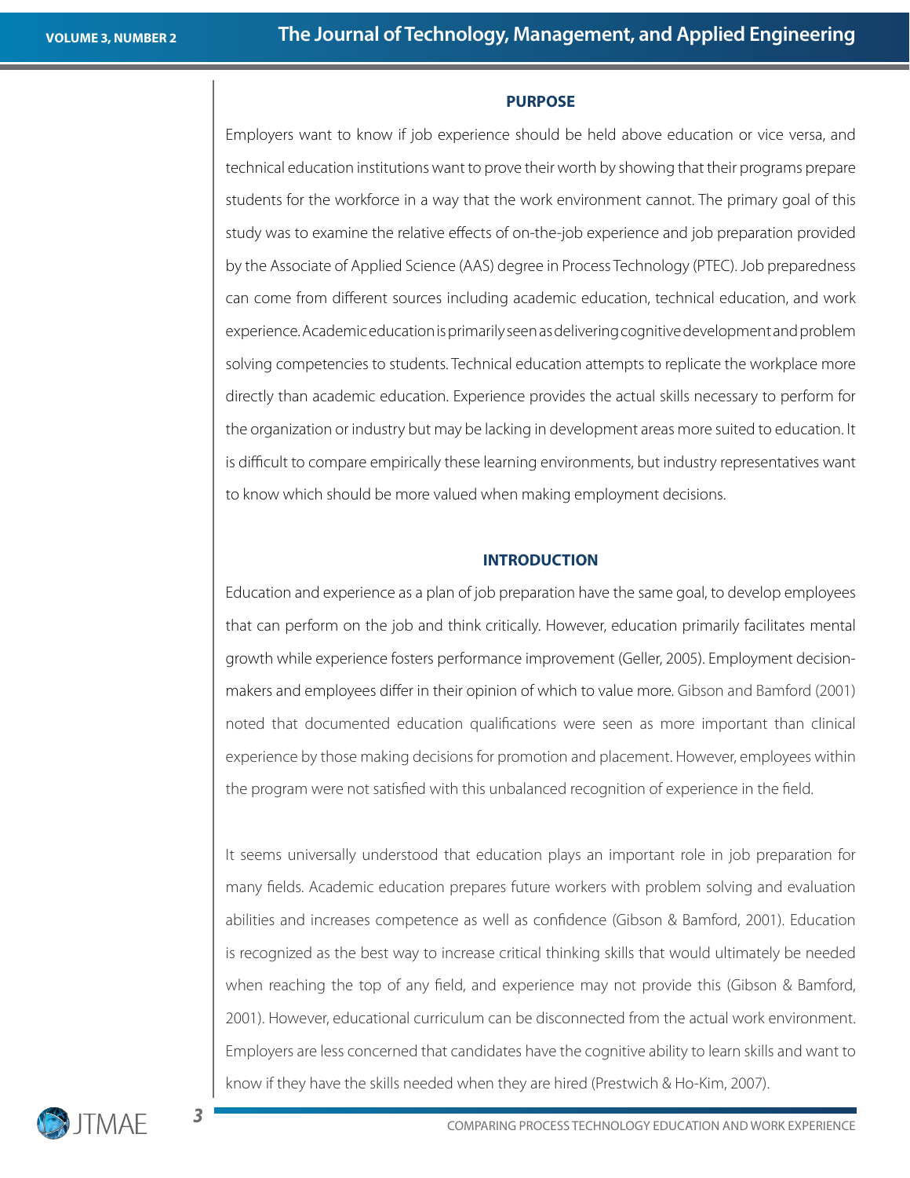## PURPOSE

Employers want to know if job experience should be held above education or vice versa, and technical education institutions want to prove their worth by showing that their programs prepare students for the workforce in a way that the work environment cannot. The primary goal of this study was to examine the relative effects of on-the-job experience and job preparation provided by the Associate of Applied Science (AAS) degree in Process Technology (PTEC). Job preparedness can come from different sources including academic education, technical education, and work experience. Academic education is primarily seen as delivering cognitive development and problem solving competencies to students. Technical education attempts to replicate the workplace more directly than academic education. Experience provides the actual skills necessary to perform for the organization or industry but may be lacking in development areas more suited to education. It is difficult to compare empirically these learning environments, but industry representatives want to know which should be more valued when making employment decisions.

## INTRODUCTION

Education and experience as a plan of job preparation have the same goal, to develop employees that can perform on the job and think critically. However, education primarily facilitates mental growth while experience fosters performance improvement (Geller, 2005). Employment decision-makers and employees differ in their opinion of which to value more. Gibson and Bamford (2001) noted that documented education qualifications were seen as more important than clinical experience by those making decisions for promotion and placement. However, employees within the program were not satisfied with this unbalanced recognition of experience in the field.

It seems universally understood that education plays an important role in job preparation for many fields. Academic education prepares future workers with problem solving and evaluation abilities and increases competence as well as confidence (Gibson & Bamford, 2001). Education is recognized as the best way to increase critical thinking skills that would ultimately be needed when reaching the top of any field, and experience may not provide this (Gibson & Bamford, 2001). However, educational curriculum can be disconnected from the actual work environment. Employers are less concerned that candidates have the cognitive ability to learn skills and want to know if they have the skills needed when they are hired (Prestwich & Ho-Kim, 2007).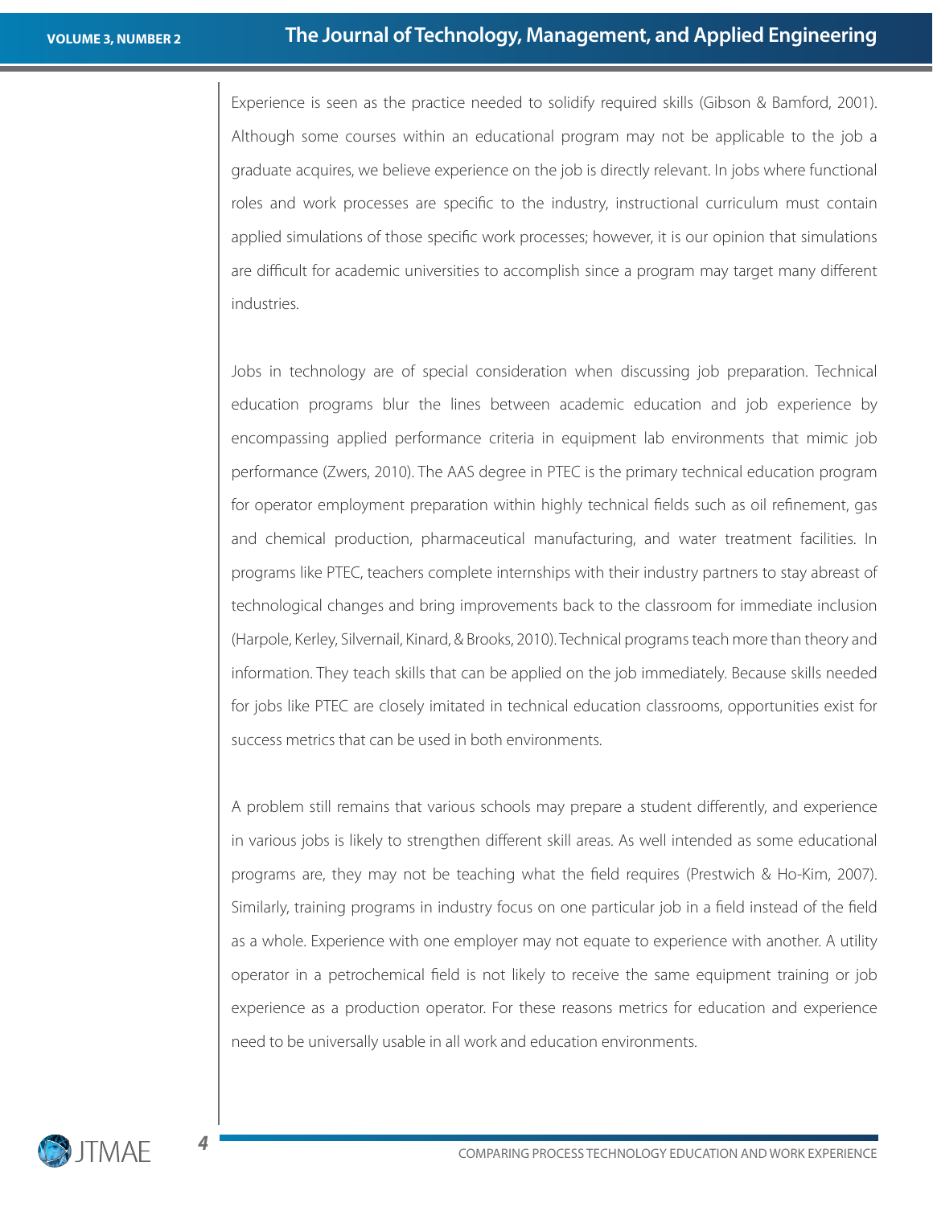Experience is seen as the practice needed to solidify required skills (Gibson & Bamford, 2001). Although some courses within an educational program may not be applicable to the job a graduate acquires, we believe experience on the job is directly relevant. In jobs where functional roles and work processes are specific to the industry, instructional curriculum must contain applied simulations of those specific work processes; however, it is our opinion that simulations are difficult for academic universities to accomplish since a program may target many different industries.

Jobs in technology are of special consideration when discussing job preparation. Technical education programs blur the lines between academic education and job experience by encompassing applied performance criteria in equipment lab environments that mimic job performance (Zwers, 2010). The AAS degree in PTEC is the primary technical education program for operator employment preparation within highly technical fields such as oil refinement, gas and chemical production, pharmaceutical manufacturing, and water treatment facilities. In programs like PTEC, teachers complete internships with their industry partners to stay abreast of technological changes and bring improvements back to the classroom for immediate inclusion (Harpole, Kerley, Silvernail, Kinard, & Brooks, 2010). Technical programs teach more than theory and information. They teach skills that can be applied on the job immediately. Because skills needed for jobs like PTEC are closely imitated in technical education classrooms, opportunities exist for success metrics that can be used in both environments.

A problem still remains that various schools may prepare a student differently, and experience in various jobs is likely to strengthen different skill areas. As well intended as some educational programs are, they may not be teaching what the field requires (Prestwich & Ho-Kim, 2007). Similarly, training programs in industry focus on one particular job in a field instead of the field as a whole. Experience with one employer may not equate to experience with another. A utility operator in a petrochemical field is not likely to receive the same equipment training or job experience as a production operator. For these reasons metrics for education and experience need to be universally usable in all work and education environments.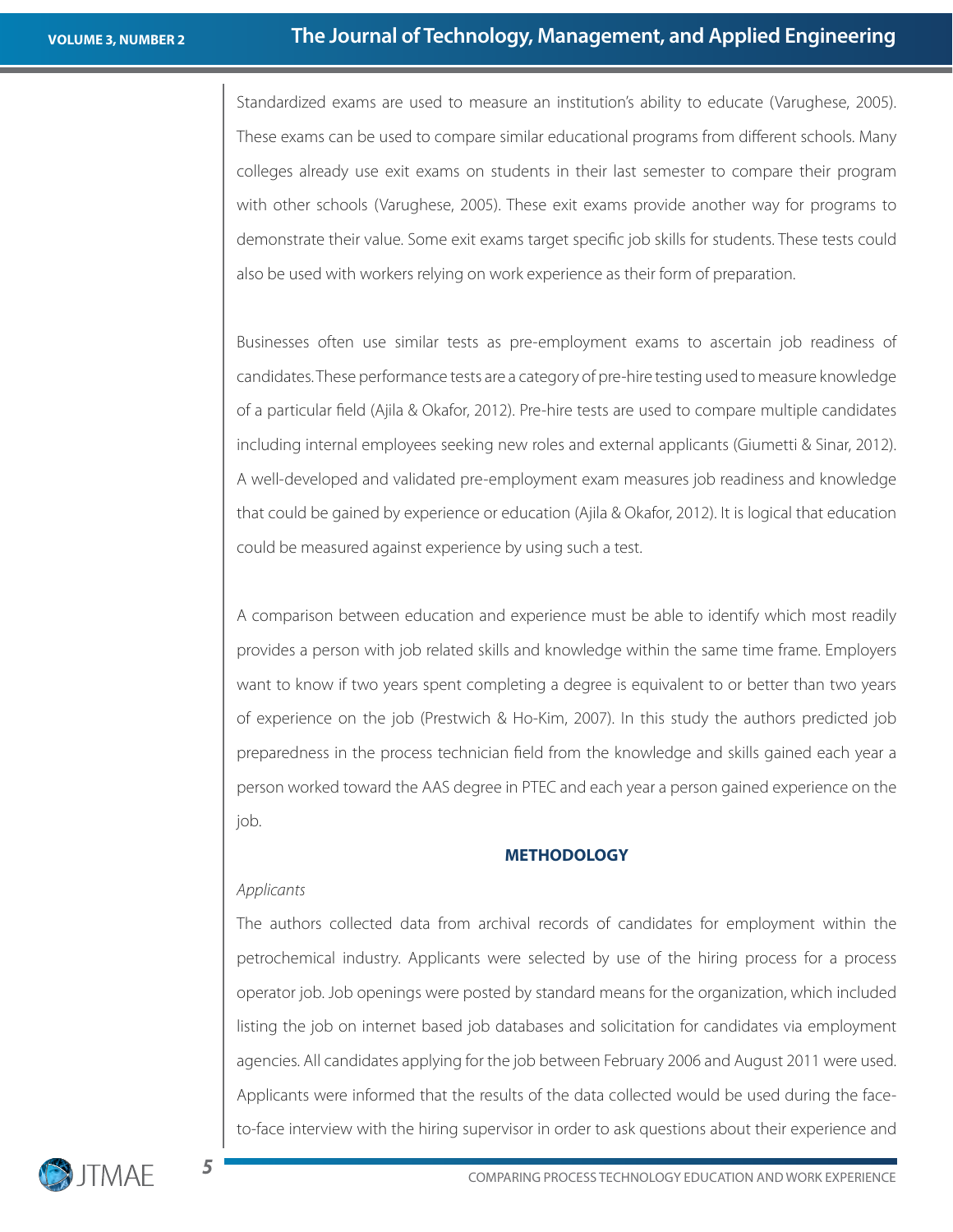Standardized exams are used to measure an institution's ability to educate (Varughese, 2005). These exams can be used to compare similar educational programs from different schools. Many colleges already use exit exams on students in their last semester to compare their program with other schools (Varughese, 2005). These exit exams provide another way for programs to demonstrate their value. Some exit exams target specific job skills for students. These tests could also be used with workers relying on work experience as their form of preparation.

Businesses often use similar tests as pre-employment exams to ascertain job readiness of candidates. These performance tests are a category of pre-hire testing used to measure knowledge of a particular field (Ajila & Okafor, 2012). Pre-hire tests are used to compare multiple candidates including internal employees seeking new roles and external applicants (Giumetti & Sinar, 2012). A well-developed and validated pre-employment exam measures job readiness and knowledge that could be gained by experience or education (Ajila & Okafor, 2012). It is logical that education could be measured against experience by using such a test.

A comparison between education and experience must be able to identify which most readily provides a person with job related skills and knowledge within the same time frame. Employers want to know if two years spent completing a degree is equivalent to or better than two years of experience on the job (Prestwich & Ho-Kim, 2007). In this study the authors predicted job preparedness in the process technician field from the knowledge and skills gained each year a person worked toward the AAS degree in PTEC and each year a person gained experience on the job.

## METHODOLOGY

*Applicants*

The authors collected data from archival records of candidates for employment within the petrochemical industry. Applicants were selected by use of the hiring process for a process operator job. Job openings were posted by standard means for the organization, which included listing the job on internet based job databases and solicitation for candidates via employment agencies. All candidates applying for the job between February 2006 and August 2011 were used. Applicants were informed that the results of the data collected would be used during the face-to-face interview with the hiring supervisor in order to ask questions about their experience and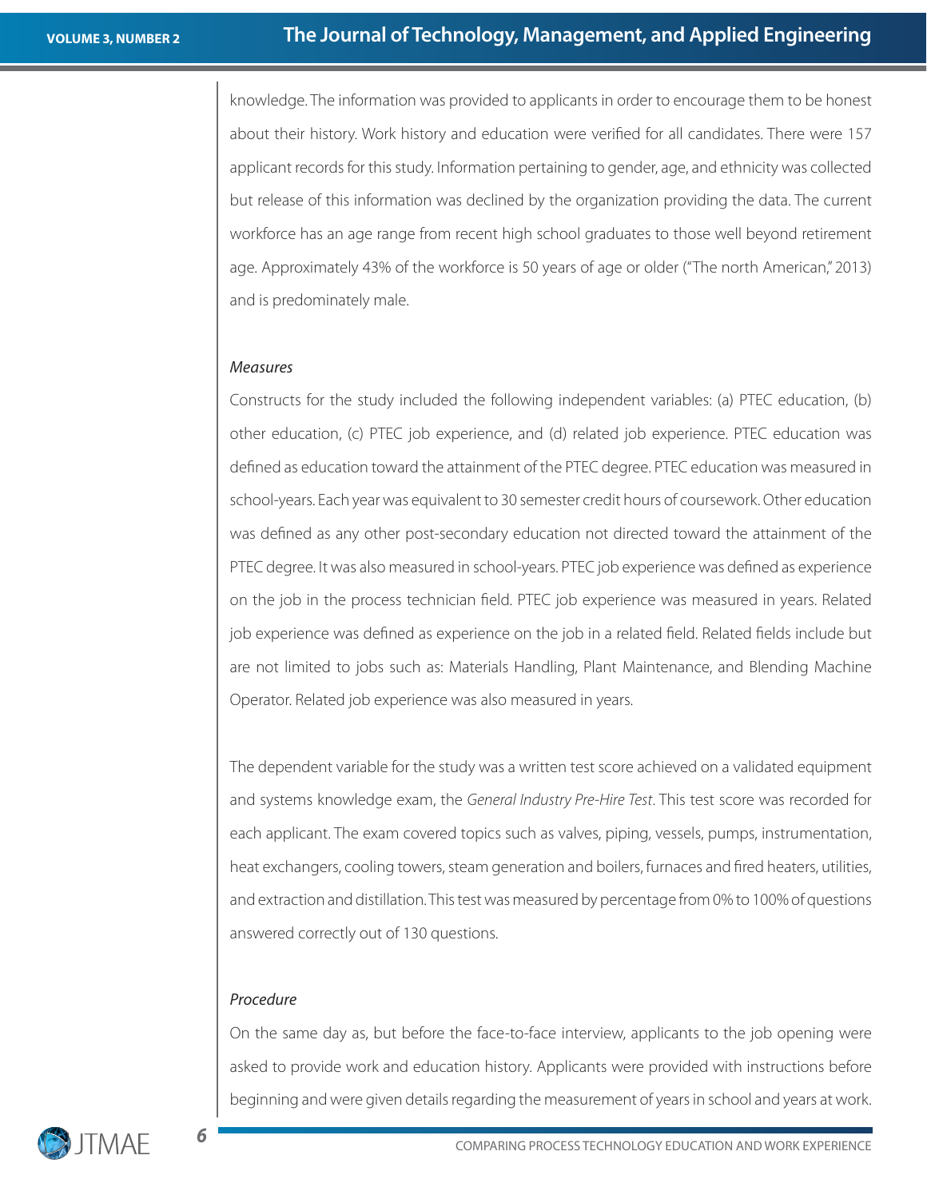knowledge. The information was provided to applicants in order to encourage them to be honest about their history. Work history and education were verified for all candidates. There were 157 applicant records for this study. Information pertaining to gender, age, and ethnicity was collected but release of this information was declined by the organization providing the data. The current workforce has an age range from recent high school graduates to those well beyond retirement age. Approximately 43% of the workforce is 50 years of age or older ("The north American," 2013) and is predominately male.

*Measures*

Constructs for the study included the following independent variables: (a) PTEC education, (b) other education, (c) PTEC job experience, and (d) related job experience. PTEC education was defined as education toward the attainment of the PTEC degree. PTEC education was measured in school-years. Each year was equivalent to 30 semester credit hours of coursework. Other education was defined as any other post-secondary education not directed toward the attainment of the PTEC degree. It was also measured in school-years. PTEC job experience was defined as experience on the job in the process technician field. PTEC job experience was measured in years. Related job experience was defined as experience on the job in a related field. Related fields include but are not limited to jobs such as: Materials Handling, Plant Maintenance, and Blending Machine Operator. Related job experience was also measured in years.

The dependent variable for the study was a written test score achieved on a validated equipment and systems knowledge exam, the *General Industry Pre-Hire Test*. This test score was recorded for each applicant. The exam covered topics such as valves, piping, vessels, pumps, instrumentation, heat exchangers, cooling towers, steam generation and boilers, furnaces and fired heaters, utilities, and extraction and distillation. This test was measured by percentage from 0% to 100% of questions answered correctly out of 130 questions.

*Procedure*

On the same day as, but before the face-to-face interview, applicants to the job opening were asked to provide work and education history. Applicants were provided with instructions before beginning and were given details regarding the measurement of years in school and years at work.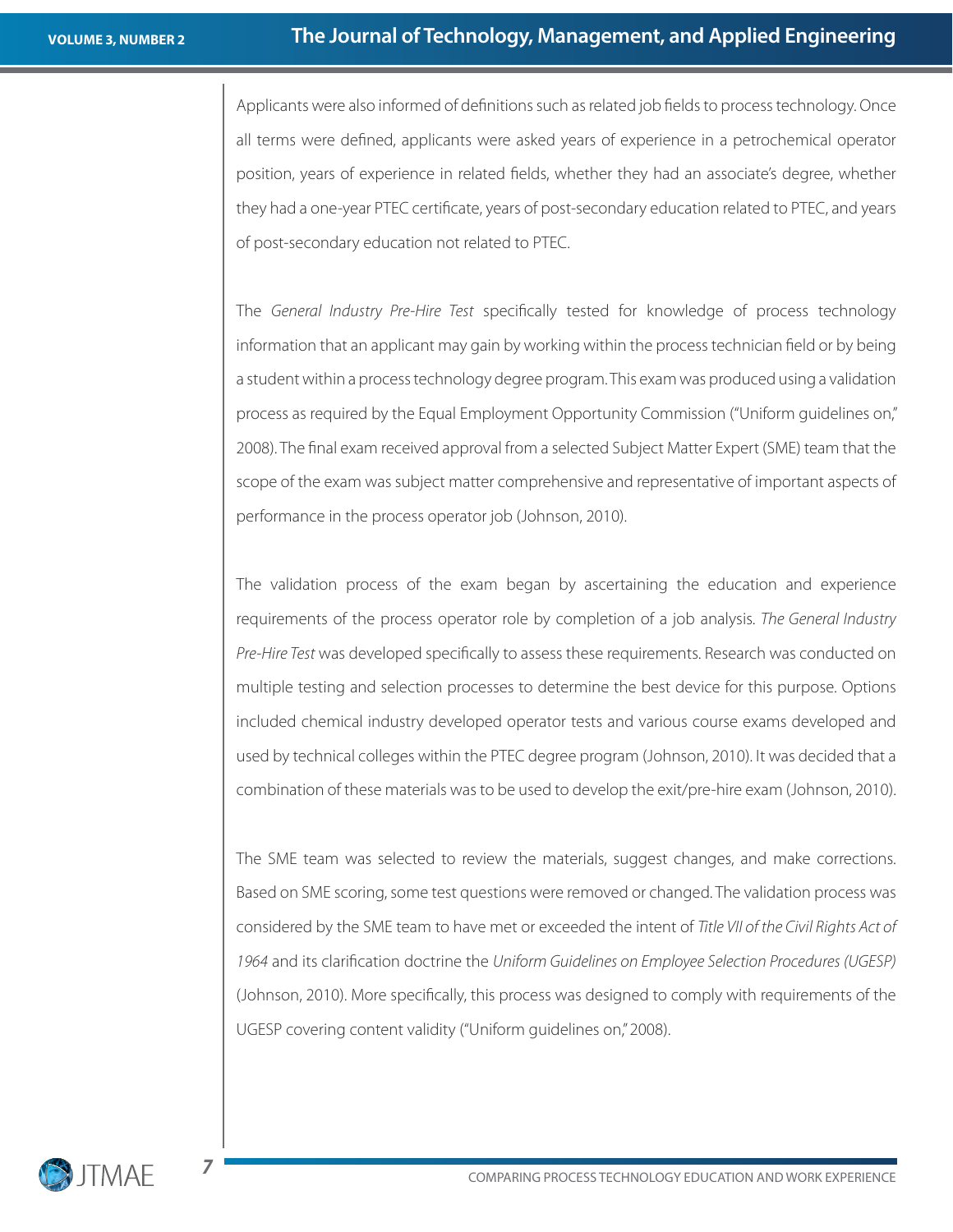Applicants were also informed of definitions such as related job fields to process technology. Once all terms were defined, applicants were asked years of experience in a petrochemical operator position, years of experience in related fields, whether they had an associate's degree, whether they had a one-year PTEC certificate, years of post-secondary education related to PTEC, and years of post-secondary education not related to PTEC.

The *General Industry Pre-Hire Test* specifically tested for knowledge of process technology information that an applicant may gain by working within the process technician field or by being a student within a process technology degree program. This exam was produced using a validation process as required by the Equal Employment Opportunity Commission ("Uniform guidelines on," 2008). The final exam received approval from a selected Subject Matter Expert (SME) team that the scope of the exam was subject matter comprehensive and representative of important aspects of performance in the process operator job (Johnson, 2010).

The validation process of the exam began by ascertaining the education and experience requirements of the process operator role by completion of a job analysis. *The General Industry Pre-Hire Test* was developed specifically to assess these requirements. Research was conducted on multiple testing and selection processes to determine the best device for this purpose. Options included chemical industry developed operator tests and various course exams developed and used by technical colleges within the PTEC degree program (Johnson, 2010). It was decided that a combination of these materials was to be used to develop the exit/pre-hire exam (Johnson, 2010).

The SME team was selected to review the materials, suggest changes, and make corrections. Based on SME scoring, some test questions were removed or changed. The validation process was considered by the SME team to have met or exceeded the intent of *Title VII of the Civil Rights Act of 1964* and its clarification doctrine the *Uniform Guidelines on Employee Selection Procedures (UGESP)* (Johnson, 2010). More specifically, this process was designed to comply with requirements of the UGESP covering content validity ("Uniform guidelines on," 2008).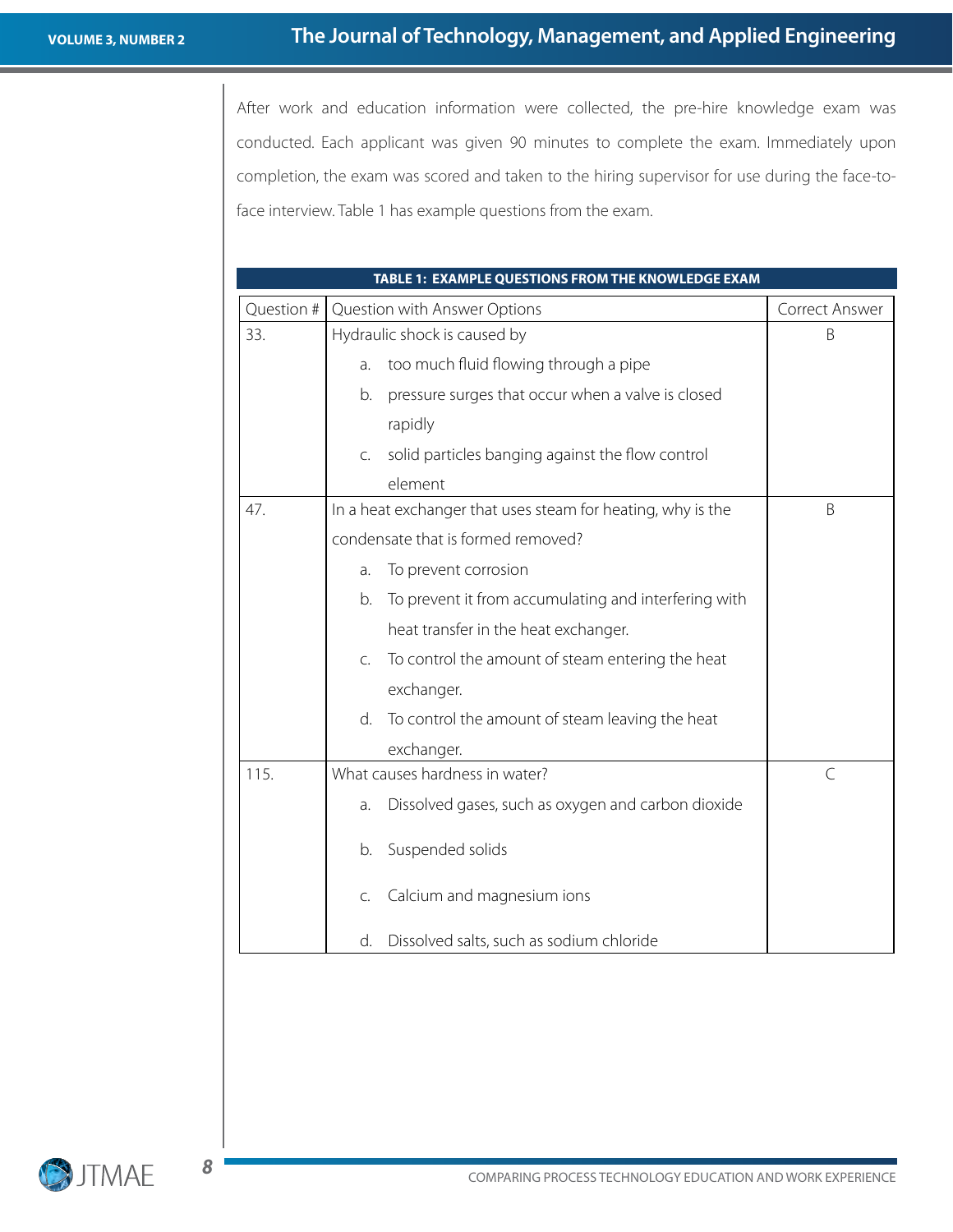After work and education information were collected, the pre-hire knowledge exam was conducted. Each applicant was given 90 minutes to complete the exam. Immediately upon completion, the exam was scored and taken to the hiring supervisor for use during the face-to-face interview. Table 1 has example questions from the exam.

**TABLE 1: EXAMPLE QUESTIONS FROM THE KNOWLEDGE EXAM**

| Question # | Question with Answer Options | Correct Answer |
|---|---|---|
| 33. | Hydraulic shock is caused by<br>a. too much fluid flowing through a pipe<br>b. pressure surges that occur when a valve is closed rapidly<br>c. solid particles banging against the flow control element | B |
| 47. | In a heat exchanger that uses steam for heating, why is the condensate that is formed removed?<br>a. To prevent corrosion<br>b. To prevent it from accumulating and interfering with heat transfer in the heat exchanger.<br>c. To control the amount of steam entering the heat exchanger.<br>d. To control the amount of steam leaving the heat exchanger. | B |
| 115. | What causes hardness in water?<br>a. Dissolved gases, such as oxygen and carbon dioxide<br>b. Suspended solids<br>c. Calcium and magnesium ions<br>d. Dissolved salts, such as sodium chloride | C |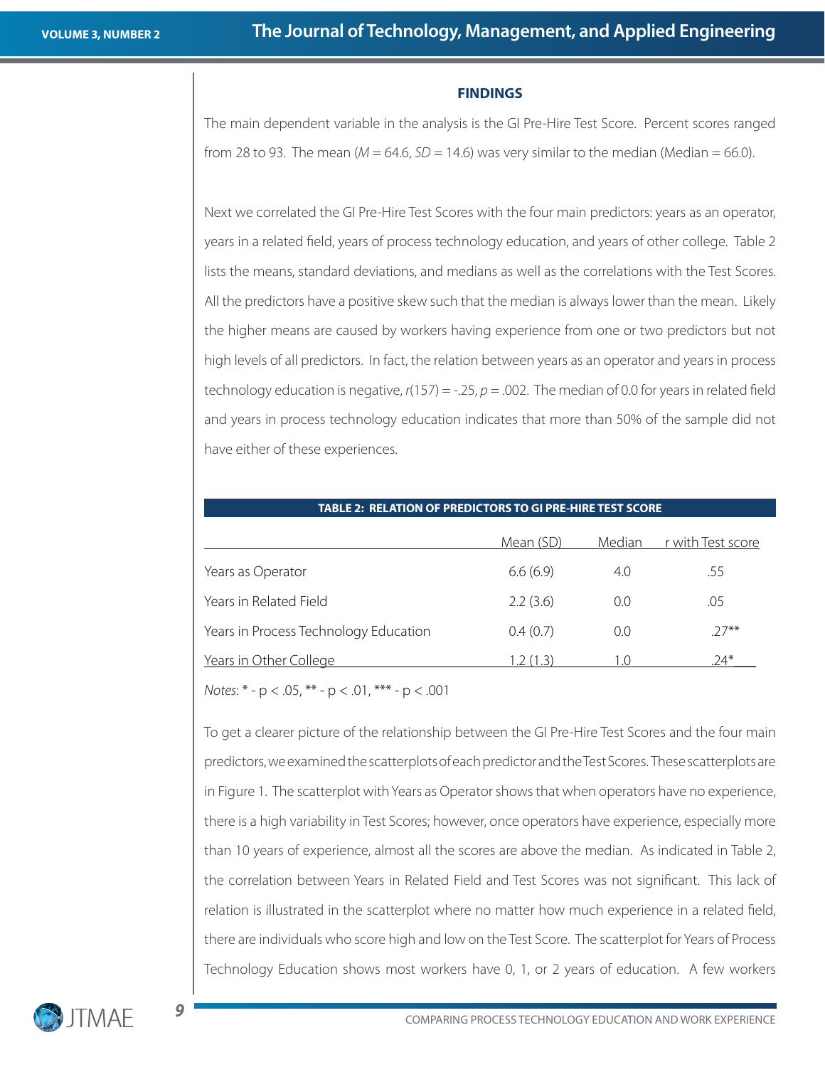## FINDINGS

The main dependent variable in the analysis is the GI Pre-Hire Test Score. Percent scores ranged from 28 to 93. The mean ($M = 64.6$, $SD = 14.6$) was very similar to the median (Median = 66.0).

Next we correlated the GI Pre-Hire Test Scores with the four main predictors: years as an operator, years in a related field, years of process technology education, and years of other college. Table 2 lists the means, standard deviations, and medians as well as the correlations with the Test Scores. All the predictors have a positive skew such that the median is always lower than the mean. Likely the higher means are caused by workers having experience from one or two predictors but not high levels of all predictors. In fact, the relation between years as an operator and years in process technology education is negative, $r(157) = -.25$, $p = .002$. The median of 0.0 for years in related field and years in process technology education indicates that more than 50% of the sample did not have either of these experiences.

**TABLE 2: RELATION OF PREDICTORS TO GI PRE-HIRE TEST SCORE**

| | Mean (SD) | Median | r with Test score |
|---|---|---|---|
| Years as Operator | 6.6 (6.9) | 4.0 | .55 |
| Years in Related Field | 2.2 (3.6) | 0.0 | .05 |
| Years in Process Technology Education | 0.4 (0.7) | 0.0 | .27** |
| Years in Other College | 1.2 (1.3) | 1.0 | .24* |

*Notes*: * - p < .05, ** - p < .01, *** - p < .001

To get a clearer picture of the relationship between the GI Pre-Hire Test Scores and the four main predictors, we examined the scatterplots of each predictor and the Test Scores. These scatterplots are in Figure 1. The scatterplot with Years as Operator shows that when operators have no experience, there is a high variability in Test Scores; however, once operators have experience, especially more than 10 years of experience, almost all the scores are above the median. As indicated in Table 2, the correlation between Years in Related Field and Test Scores was not significant. This lack of relation is illustrated in the scatterplot where no matter how much experience in a related field, there are individuals who score high and low on the Test Score. The scatterplot for Years of Process Technology Education shows most workers have 0, 1, or 2 years of education. A few workers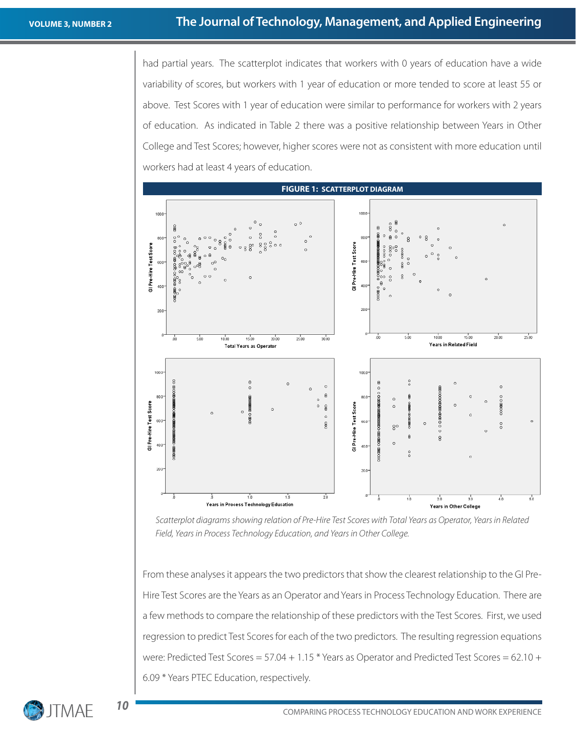had partial years. The scatterplot indicates that workers with 0 years of education have a wide variability of scores, but workers with 1 year of education or more tended to score at least 55 or above. Test Scores with 1 year of education were similar to performance for workers with 2 years of education. As indicated in Table 2 there was a positive relationship between Years in Other College and Test Scores; however, higher scores were not as consistent with more education until workers had at least 4 years of education.

**FIGURE 1: SCATTERPLOT DIAGRAM**

*Scatterplot diagrams showing relation of Pre-Hire Test Scores with Total Years as Operator, Years in Related Field, Years in Process Technology Education, and Years in Other College.*

From these analyses it appears the two predictors that show the clearest relationship to the GI Pre-Hire Test Scores are the Years as an Operator and Years in Process Technology Education. There are a few methods to compare the relationship of these predictors with the Test Scores. First, we used regression to predict Test Scores for each of the two predictors. The resulting regression equations were: Predicted Test Scores = 57.04 + 1.15 * Years as Operator and Predicted Test Scores = 62.10 + 6.09 * Years PTEC Education, respectively.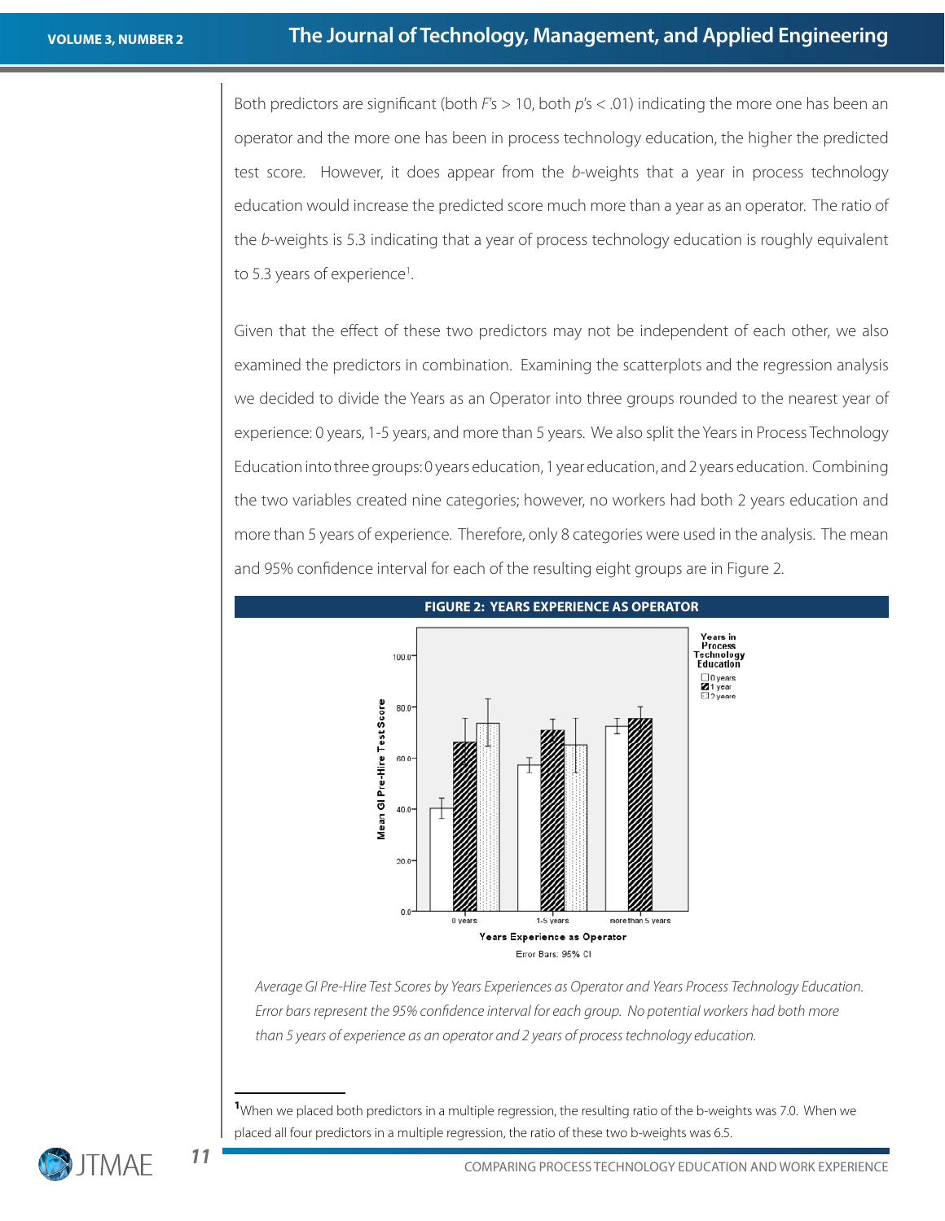Both predictors are significant (both *F*'s > 10, both *p*'s < .01) indicating the more one has been an operator and the more one has been in process technology education, the higher the predicted test score. However, it does appear from the *b*-weights that a year in process technology education would increase the predicted score much more than a year as an operator. The ratio of the *b*-weights is 5.3 indicating that a year of process technology education is roughly equivalent to 5.3 years of experience[1].

Given that the effect of these two predictors may not be independent of each other, we also examined the predictors in combination. Examining the scatterplots and the regression analysis we decided to divide the Years as an Operator into three groups rounded to the nearest year of experience: 0 years, 1-5 years, and more than 5 years. We also split the Years in Process Technology Education into three groups: 0 years education, 1 year education, and 2 years education. Combining the two variables created nine categories; however, no workers had both 2 years education and more than 5 years of experience. Therefore, only 8 categories were used in the analysis. The mean and 95% confidence interval for each of the resulting eight groups are in Figure 2.

**FIGURE 2: YEARS EXPERIENCE AS OPERATOR**

*Average GI Pre-Hire Test Scores by Years Experiences as Operator and Years Process Technology Education. Error bars represent the 95% confidence interval for each group. No potential workers had both more than 5 years of experience as an operator and 2 years of process technology education.*

---

[1] When we placed both predictors in a multiple regression, the resulting ratio of the b-weights was 7.0. When we placed all four predictors in a multiple regression, the ratio of these two b-weights was 6.5.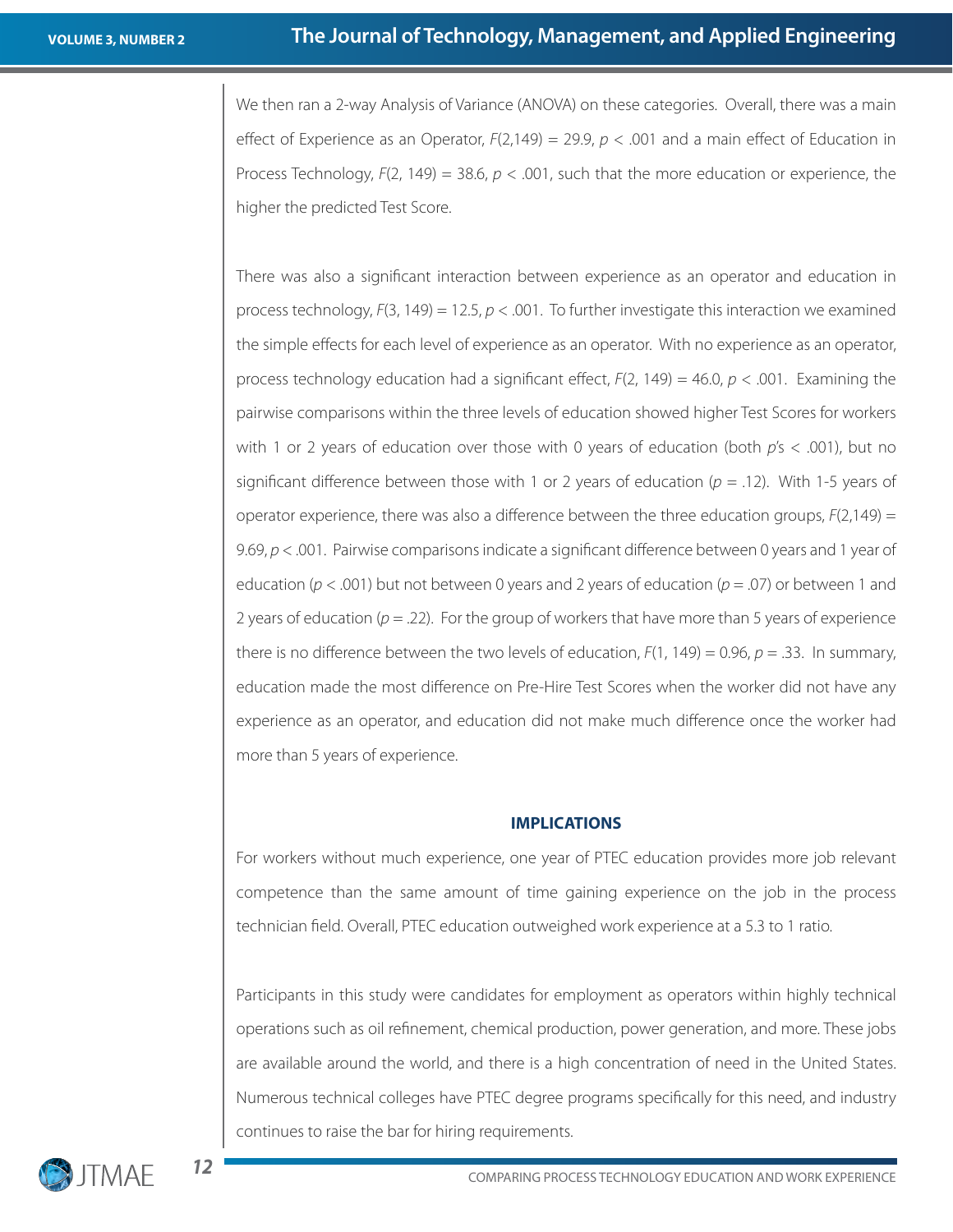We then ran a 2-way Analysis of Variance (ANOVA) on these categories. Overall, there was a main effect of Experience as an Operator, $F(2,149) = 29.9$, $p < .001$ and a main effect of Education in Process Technology, $F(2, 149) = 38.6$, $p < .001$, such that the more education or experience, the higher the predicted Test Score.

There was also a significant interaction between experience as an operator and education in process technology, $F(3, 149) = 12.5$, $p < .001$. To further investigate this interaction we examined the simple effects for each level of experience as an operator. With no experience as an operator, process technology education had a significant effect, $F(2, 149) = 46.0$, $p < .001$. Examining the pairwise comparisons within the three levels of education showed higher Test Scores for workers with 1 or 2 years of education over those with 0 years of education (both $p$'s $< .001$), but no significant difference between those with 1 or 2 years of education ($p = .12$). With 1-5 years of operator experience, there was also a difference between the three education groups, $F(2,149) = 9.69$, $p < .001$. Pairwise comparisons indicate a significant difference between 0 years and 1 year of education ($p < .001$) but not between 0 years and 2 years of education ($p = .07$) or between 1 and 2 years of education ($p = .22$). For the group of workers that have more than 5 years of experience there is no difference between the two levels of education, $F(1, 149) = 0.96$, $p = .33$. In summary, education made the most difference on Pre-Hire Test Scores when the worker did not have any experience as an operator, and education did not make much difference once the worker had more than 5 years of experience.

## IMPLICATIONS

For workers without much experience, one year of PTEC education provides more job relevant competence than the same amount of time gaining experience on the job in the process technician field. Overall, PTEC education outweighed work experience at a 5.3 to 1 ratio.

Participants in this study were candidates for employment as operators within highly technical operations such as oil refinement, chemical production, power generation, and more. These jobs are available around the world, and there is a high concentration of need in the United States. Numerous technical colleges have PTEC degree programs specifically for this need, and industry continues to raise the bar for hiring requirements.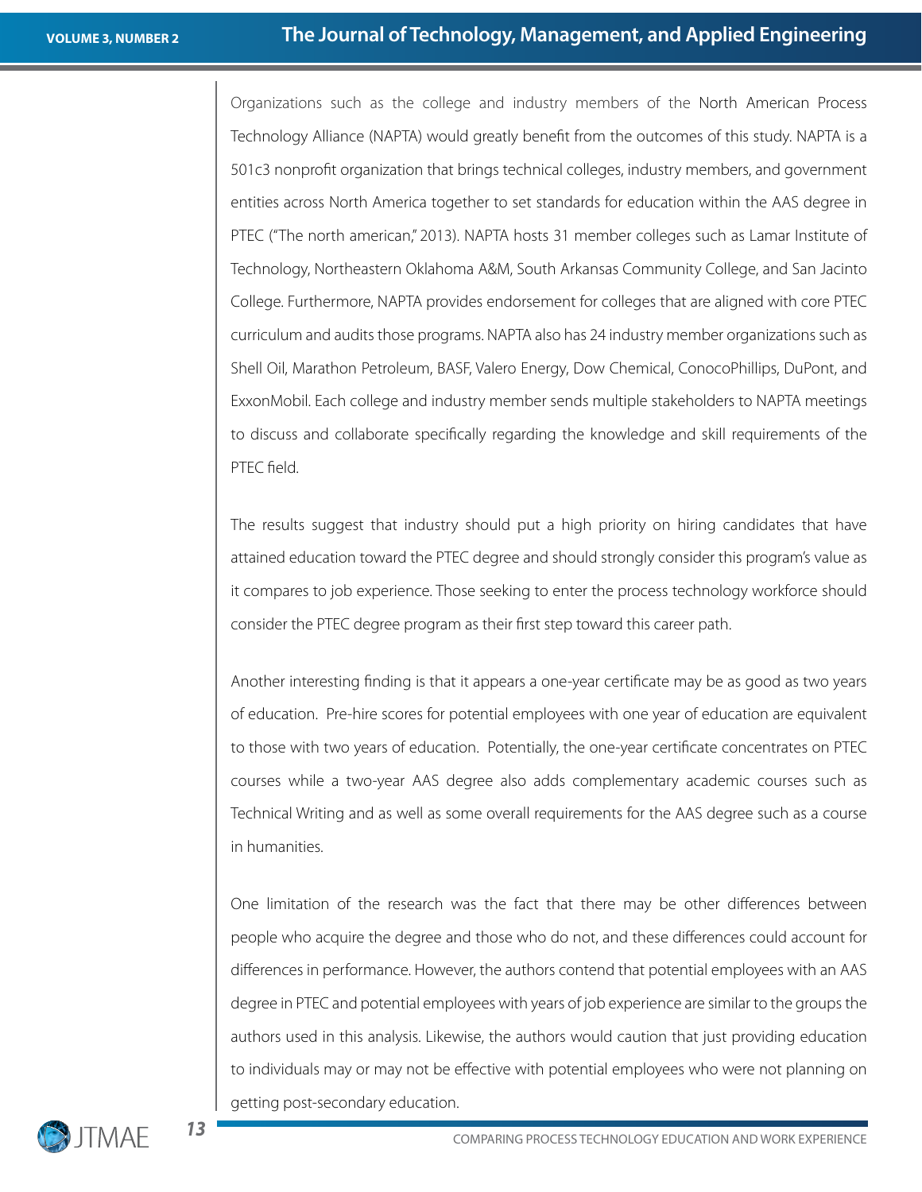Organizations such as the college and industry members of the North American Process Technology Alliance (NAPTA) would greatly benefit from the outcomes of this study. NAPTA is a 501c3 nonprofit organization that brings technical colleges, industry members, and government entities across North America together to set standards for education within the AAS degree in PTEC ("The north american," 2013). NAPTA hosts 31 member colleges such as Lamar Institute of Technology, Northeastern Oklahoma A&M, South Arkansas Community College, and San Jacinto College. Furthermore, NAPTA provides endorsement for colleges that are aligned with core PTEC curriculum and audits those programs. NAPTA also has 24 industry member organizations such as Shell Oil, Marathon Petroleum, BASF, Valero Energy, Dow Chemical, ConocoPhillips, DuPont, and ExxonMobil. Each college and industry member sends multiple stakeholders to NAPTA meetings to discuss and collaborate specifically regarding the knowledge and skill requirements of the PTEC field.

The results suggest that industry should put a high priority on hiring candidates that have attained education toward the PTEC degree and should strongly consider this program's value as it compares to job experience. Those seeking to enter the process technology workforce should consider the PTEC degree program as their first step toward this career path.

Another interesting finding is that it appears a one-year certificate may be as good as two years of education. Pre-hire scores for potential employees with one year of education are equivalent to those with two years of education. Potentially, the one-year certificate concentrates on PTEC courses while a two-year AAS degree also adds complementary academic courses such as Technical Writing and as well as some overall requirements for the AAS degree such as a course in humanities.

One limitation of the research was the fact that there may be other differences between people who acquire the degree and those who do not, and these differences could account for differences in performance. However, the authors contend that potential employees with an AAS degree in PTEC and potential employees with years of job experience are similar to the groups the authors used in this analysis. Likewise, the authors would caution that just providing education to individuals may or may not be effective with potential employees who were not planning on getting post-secondary education.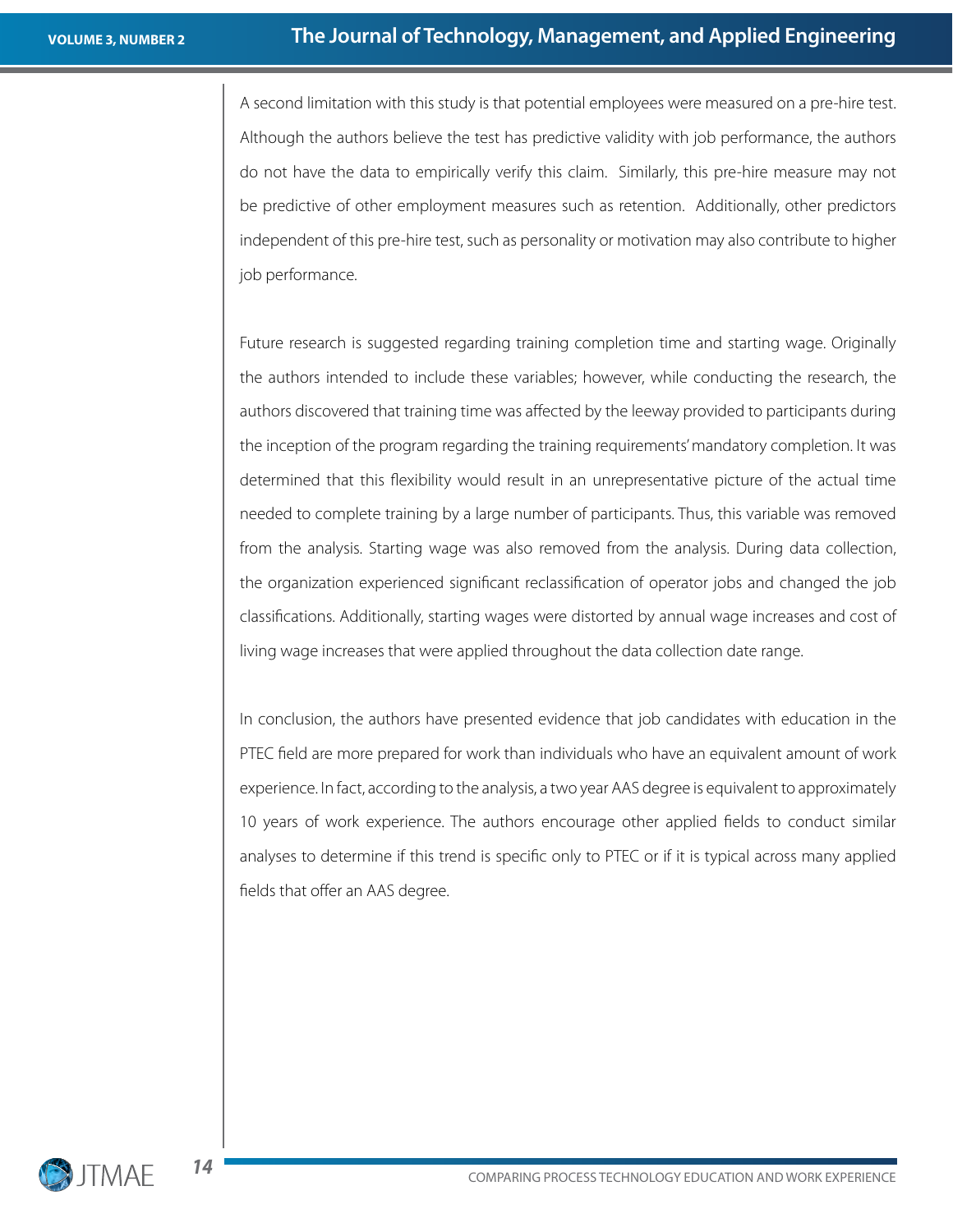A second limitation with this study is that potential employees were measured on a pre-hire test. Although the authors believe the test has predictive validity with job performance, the authors do not have the data to empirically verify this claim. Similarly, this pre-hire measure may not be predictive of other employment measures such as retention. Additionally, other predictors independent of this pre-hire test, such as personality or motivation may also contribute to higher job performance.

Future research is suggested regarding training completion time and starting wage. Originally the authors intended to include these variables; however, while conducting the research, the authors discovered that training time was affected by the leeway provided to participants during the inception of the program regarding the training requirements' mandatory completion. It was determined that this flexibility would result in an unrepresentative picture of the actual time needed to complete training by a large number of participants. Thus, this variable was removed from the analysis. Starting wage was also removed from the analysis. During data collection, the organization experienced significant reclassification of operator jobs and changed the job classifications. Additionally, starting wages were distorted by annual wage increases and cost of living wage increases that were applied throughout the data collection date range.

In conclusion, the authors have presented evidence that job candidates with education in the PTEC field are more prepared for work than individuals who have an equivalent amount of work experience. In fact, according to the analysis, a two year AAS degree is equivalent to approximately 10 years of work experience. The authors encourage other applied fields to conduct similar analyses to determine if this trend is specific only to PTEC or if it is typical across many applied fields that offer an AAS degree.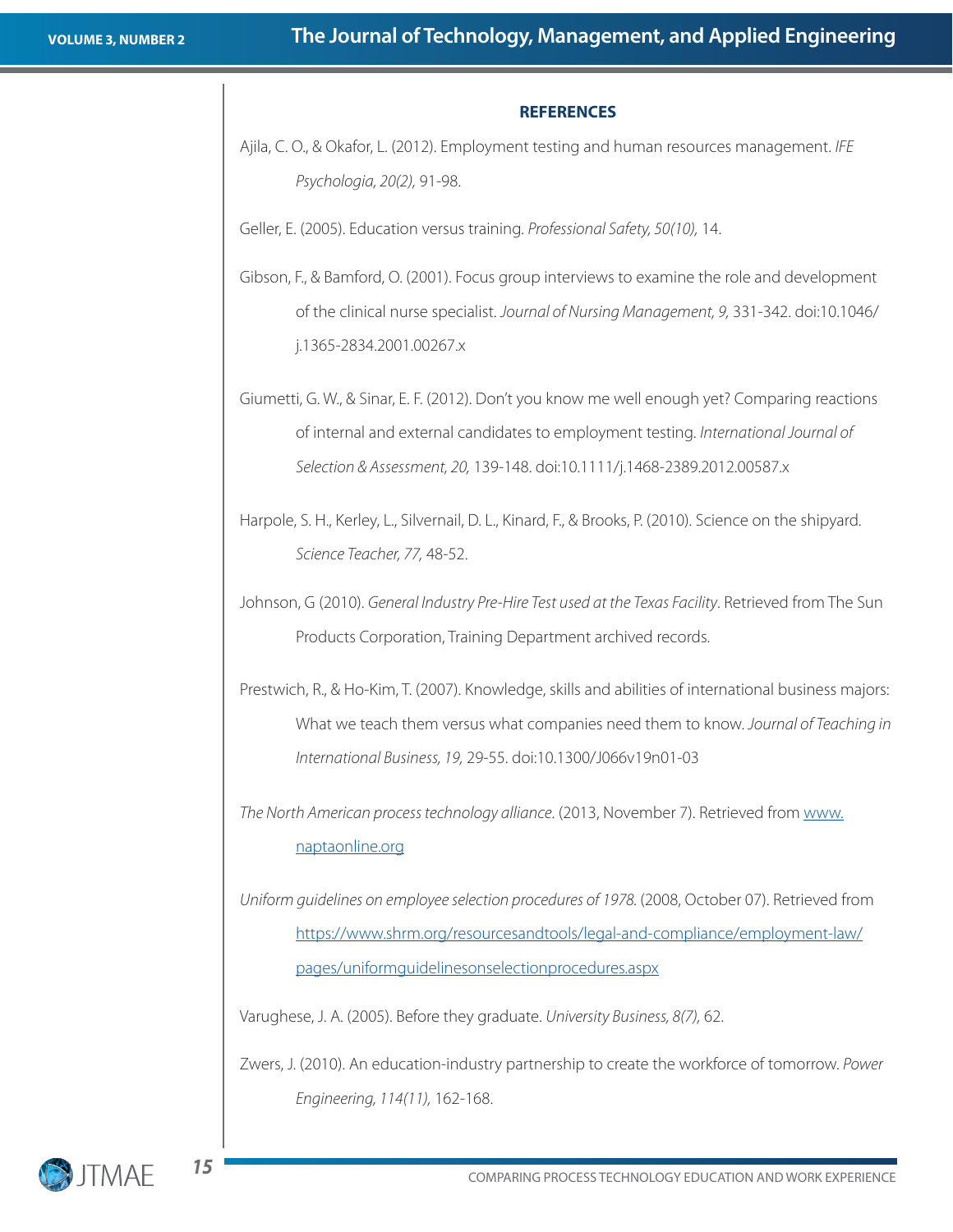## REFERENCES

Ajila, C. O., & Okafor, L. (2012). Employment testing and human resources management. *IFE Psychologia, 20(2),* 91-98.

Geller, E. (2005). Education versus training. *Professional Safety, 50(10),* 14.

Gibson, F., & Bamford, O. (2001). Focus group interviews to examine the role and development of the clinical nurse specialist. *Journal of Nursing Management, 9,* 331-342. doi:10.1046/j.1365-2834.2001.00267.x

Giumetti, G. W., & Sinar, E. F. (2012). Don't you know me well enough yet? Comparing reactions of internal and external candidates to employment testing. *International Journal of Selection & Assessment, 20,* 139-148. doi:10.1111/j.1468-2389.2012.00587.x

Harpole, S. H., Kerley, L., Silvernail, D. L., Kinard, F., & Brooks, P. (2010). Science on the shipyard. *Science Teacher, 77,* 48-52.

Johnson, G (2010). *General Industry Pre-Hire Test used at the Texas Facility*. Retrieved from The Sun Products Corporation, Training Department archived records.

Prestwich, R., & Ho-Kim, T. (2007). Knowledge, skills and abilities of international business majors: What we teach them versus what companies need them to know. *Journal of Teaching in International Business, 19,* 29-55. doi:10.1300/J066v19n01-03

*The North American process technology alliance.* (2013, November 7). Retrieved from [www.naptaonline.org](www.naptaonline.org)

*Uniform guidelines on employee selection procedures of 1978.* (2008, October 07). Retrieved from [https://www.shrm.org/resourcesandtools/legal-and-compliance/employment-law/pages/uniformguidelinesonselectionprocedures.aspx](https://www.shrm.org/resourcesandtools/legal-and-compliance/employment-law/pages/uniformguidelinesonselectionprocedures.aspx)

Varughese, J. A. (2005). Before they graduate. *University Business, 8(7),* 62.

Zwers, J. (2010). An education-industry partnership to create the workforce of tomorrow. *Power Engineering, 114(11),* 162-168.